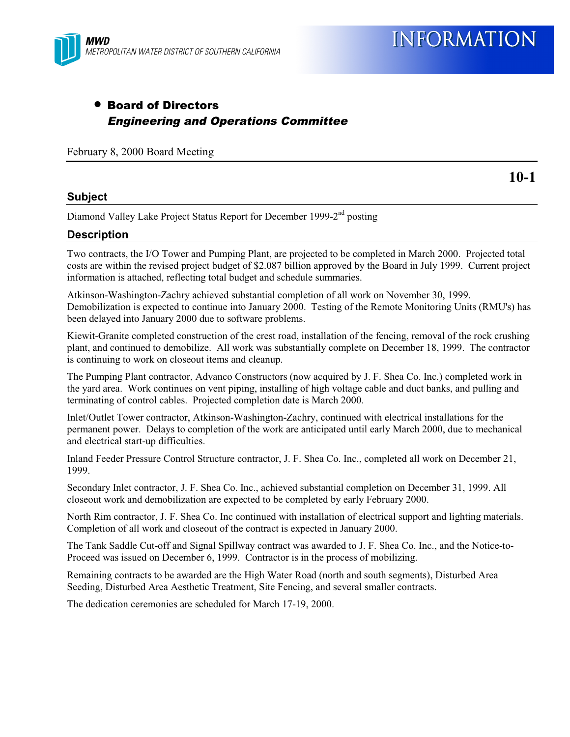MWD
*METROPOLITAN WATER DISTRICT OF SOUTHERN CALIFORNIA*

# INFORMATION

- **Board of Directors**
  ***Engineering and Operations Committee***

February 8, 2000 Board Meeting

**10-1**

## Subject

Diamond Valley Lake Project Status Report for December 1999-2nd posting

## Description

Two contracts, the I/O Tower and Pumping Plant, are projected to be completed in March 2000. Projected total costs are within the revised project budget of $2.087 billion approved by the Board in July 1999. Current project information is attached, reflecting total budget and schedule summaries.

Atkinson-Washington-Zachry achieved substantial completion of all work on November 30, 1999. Demobilization is expected to continue into January 2000. Testing of the Remote Monitoring Units (RMU's) has been delayed into January 2000 due to software problems.

Kiewit-Granite completed construction of the crest road, installation of the fencing, removal of the rock crushing plant, and continued to demobilize. All work was substantially complete on December 18, 1999. The contractor is continuing to work on closeout items and cleanup.

The Pumping Plant contractor, Advanco Constructors (now acquired by J. F. Shea Co. Inc.) completed work in the yard area. Work continues on vent piping, installing of high voltage cable and duct banks, and pulling and terminating of control cables. Projected completion date is March 2000.

Inlet/Outlet Tower contractor, Atkinson-Washington-Zachry, continued with electrical installations for the permanent power. Delays to completion of the work are anticipated until early March 2000, due to mechanical and electrical start-up difficulties.

Inland Feeder Pressure Control Structure contractor, J. F. Shea Co. Inc., completed all work on December 21, 1999.

Secondary Inlet contractor, J. F. Shea Co. Inc., achieved substantial completion on December 31, 1999. All closeout work and demobilization are expected to be completed by early February 2000.

North Rim contractor, J. F. Shea Co. Inc continued with installation of electrical support and lighting materials. Completion of all work and closeout of the contract is expected in January 2000.

The Tank Saddle Cut-off and Signal Spillway contract was awarded to J. F. Shea Co. Inc., and the Notice-to-Proceed was issued on December 6, 1999. Contractor is in the process of mobilizing.

Remaining contracts to be awarded are the High Water Road (north and south segments), Disturbed Area Seeding, Disturbed Area Aesthetic Treatment, Site Fencing, and several smaller contracts.

The dedication ceremonies are scheduled for March 17-19, 2000.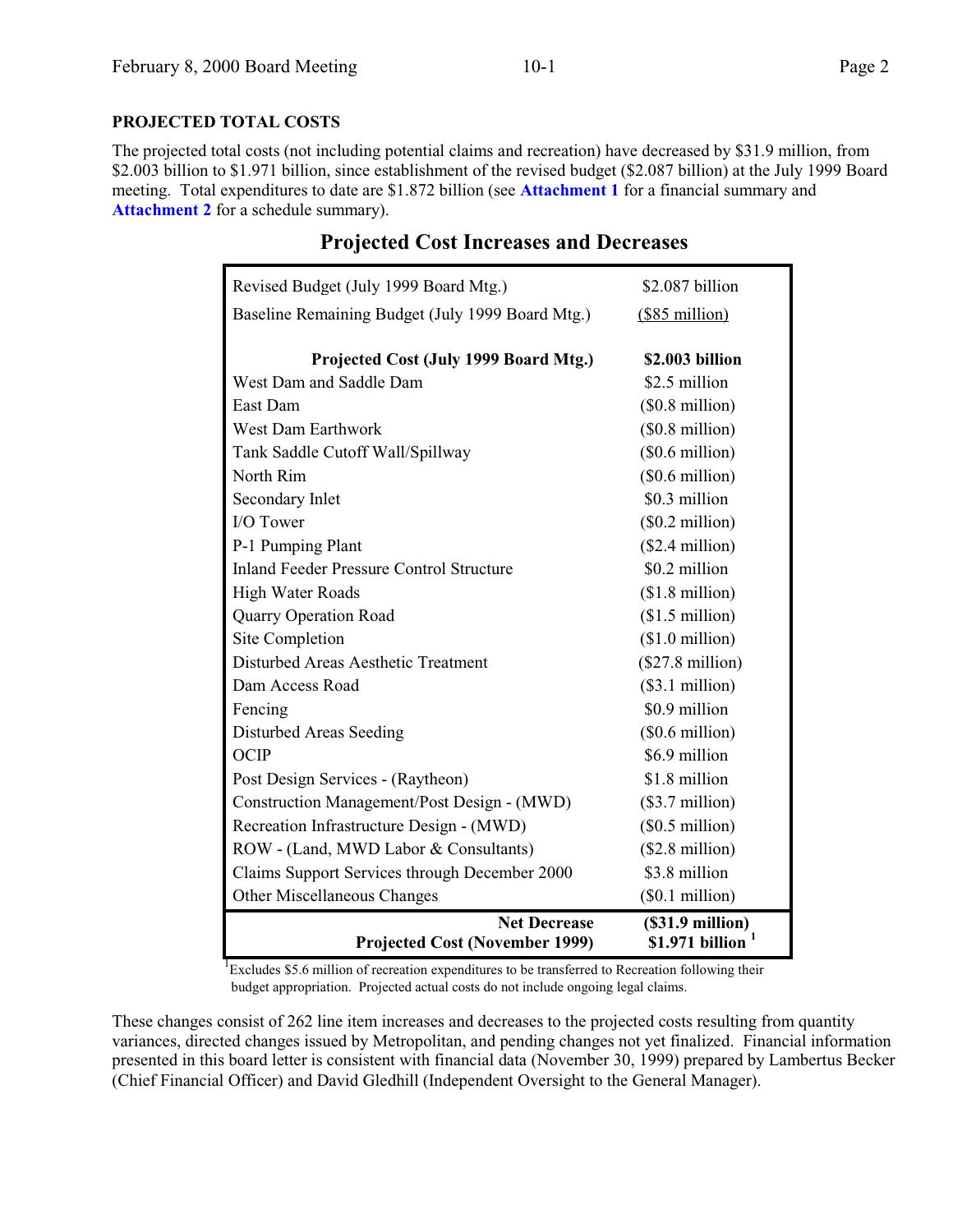## PROJECTED TOTAL COSTS

The projected total costs (not including potential claims and recreation) have decreased by $31.9 million, from $2.003 billion to $1.971 billion, since establishment of the revised budget ($2.087 billion) at the July 1999 Board meeting. Total expenditures to date are $1.872 billion (see **Attachment 1** for a financial summary and **Attachment 2** for a schedule summary).

### Projected Cost Increases and Decreases

| Item | Amount |
|---|---|
| Revised Budget (July 1999 Board Mtg.) | $2.087 billion |
| Baseline Remaining Budget (July 1999 Board Mtg.) | ($85 million) |
| **Projected Cost (July 1999 Board Mtg.)** | **$2.003 billion** |
| West Dam and Saddle Dam | $2.5 million |
| East Dam | ($0.8 million) |
| West Dam Earthwork | ($0.8 million) |
| Tank Saddle Cutoff Wall/Spillway | ($0.6 million) |
| North Rim | ($0.6 million) |
| Secondary Inlet | $0.3 million |
| I/O Tower | ($0.2 million) |
| P-1 Pumping Plant | ($2.4 million) |
| Inland Feeder Pressure Control Structure | $0.2 million |
| High Water Roads | ($1.8 million) |
| Quarry Operation Road | ($1.5 million) |
| Site Completion | ($1.0 million) |
| Disturbed Areas Aesthetic Treatment | ($27.8 million) |
| Dam Access Road | ($3.1 million) |
| Fencing | $0.9 million |
| Disturbed Areas Seeding | ($0.6 million) |
| OCIP | $6.9 million |
| Post Design Services - (Raytheon) | $1.8 million |
| Construction Management/Post Design - (MWD) | ($3.7 million) |
| Recreation Infrastructure Design - (MWD) | ($0.5 million) |
| ROW - (Land, MWD Labor & Consultants) | ($2.8 million) |
| Claims Support Services through December 2000 | $3.8 million |
| Other Miscellaneous Changes | ($0.1 million) |
| **Net Decrease** | **($31.9 million)** |
| **Projected Cost (November 1999)** | **$1.971 billion [1]** |

[1] Excludes $5.6 million of recreation expenditures to be transferred to Recreation following their budget appropriation. Projected actual costs do not include ongoing legal claims.

These changes consist of 262 line item increases and decreases to the projected costs resulting from quantity variances, directed changes issued by Metropolitan, and pending changes not yet finalized. Financial information presented in this board letter is consistent with financial data (November 30, 1999) prepared by Lambertus Becker (Chief Financial Officer) and David Gledhill (Independent Oversight to the General Manager).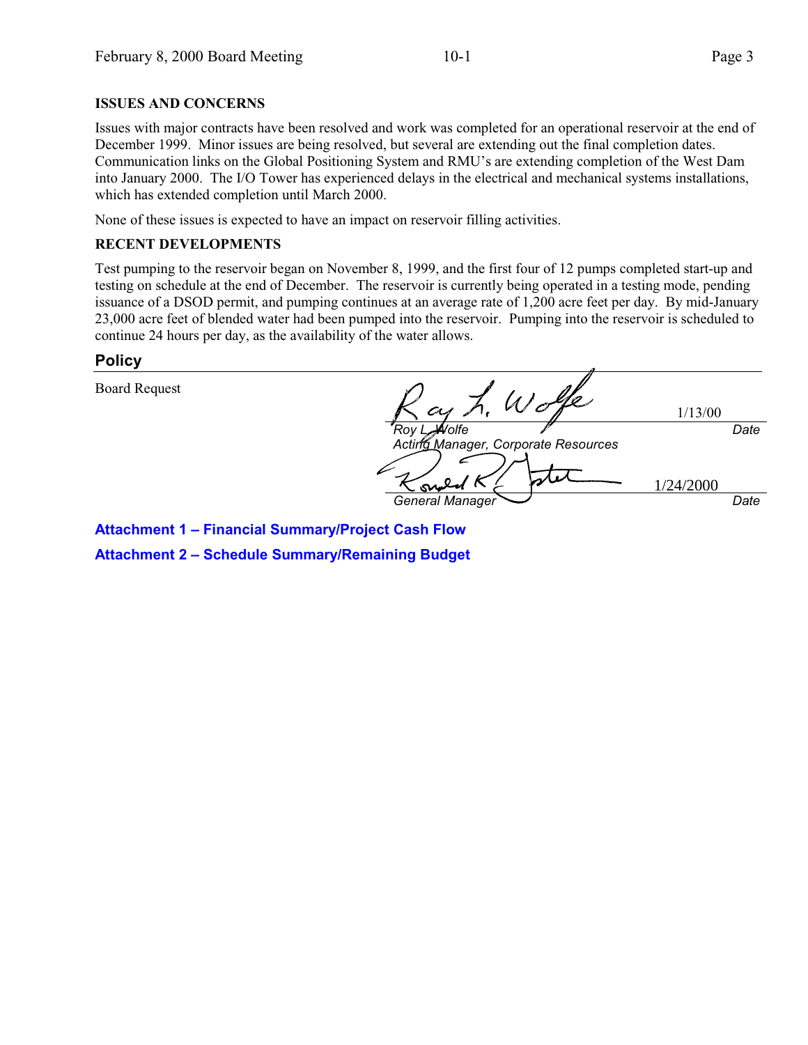**ISSUES AND CONCERNS**

Issues with major contracts have been resolved and work was completed for an operational reservoir at the end of December 1999. Minor issues are being resolved, but several are extending out the final completion dates. Communication links on the Global Positioning System and RMU's are extending completion of the West Dam into January 2000. The I/O Tower has experienced delays in the electrical and mechanical systems installations, which has extended completion until March 2000.

None of these issues is expected to have an impact on reservoir filling activities.

**RECENT DEVELOPMENTS**

Test pumping to the reservoir began on November 8, 1999, and the first four of 12 pumps completed start-up and testing on schedule at the end of December. The reservoir is currently being operated in a testing mode, pending issuance of a DSOD permit, and pumping continues at an average rate of 1,200 acre feet per day. By mid-January 23,000 acre feet of blended water had been pumped into the reservoir. Pumping into the reservoir is scheduled to continue 24 hours per day, as the availability of the water allows.

## Policy

Board Request

| | |
|---|---|
| *Roy L. Wolfe*<br>*Acting Manager, Corporate Resources* | 1/13/00<br>*Date* |
| *General Manager* | 1/24/2000<br>*Date* |

**Attachment 1 – Financial Summary/Project Cash Flow**

**Attachment 2 – Schedule Summary/Remaining Budget**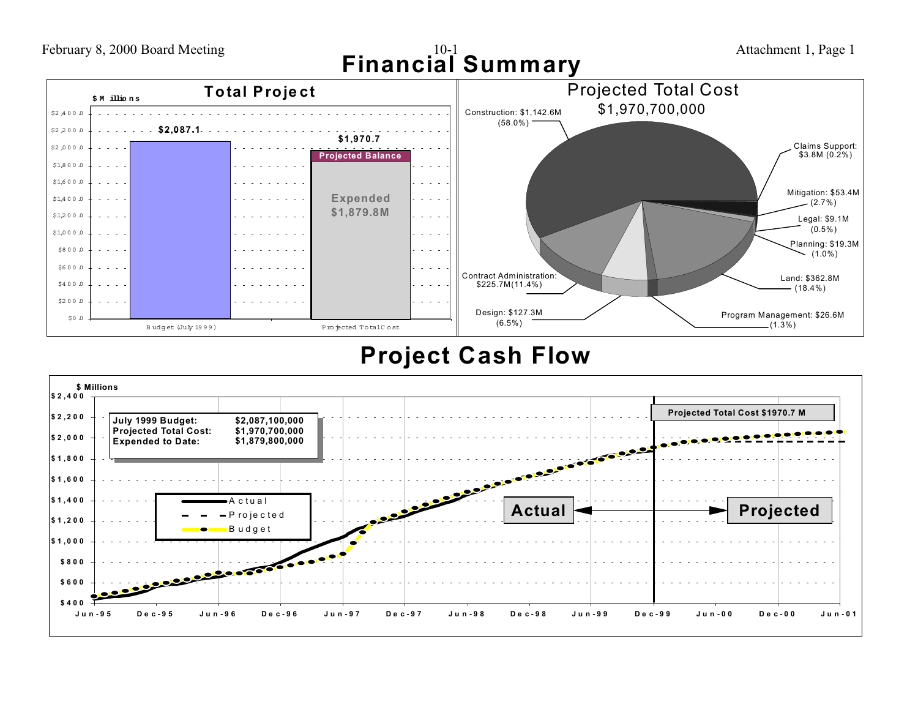# Financial Summary

## Total Project

$ Millions

| | Budget (July 1999) | Projected Total Cost |
|---|---|---|
| Total | $2,087.1 | $1,970.7 |
| Expended | | $1,879.8M |
| Projected Balance | | |

## Projected Total Cost

$1,970,700,000

- Construction: $1,142.6M (58.0%)
- Claims Support: $3.8M (0.2%)
- Mitigation: $53.4M (2.7%)
- Legal: $9.1M (0.5%)
- Planning: $19.3M (1.0%)
- Land: $362.8M (18.4%)
- Program Management: $26.6M (1.3%)
- Design: $127.3M (6.5%)
- Contract Administration: $225.7M (11.4%)

# Project Cash Flow

$ Millions

| | |
|---|---|
| **July 1999 Budget:** | **$2,087,100,000** |
| **Projected Total Cost:** | **$1,970,700,000** |
| **Expended to Date:** | **$1,879,800,000** |

Legend: Actual, Projected, Budget

**Projected Total Cost $1970.7 M**

**Actual** ↔ **Projected**

Jun-95, Dec-95, Jun-96, Dec-96, Jun-97, Dec-97, Jun-98, Dec-98, Jun-99, Dec-99, Jun-00, Dec-00, Jun-01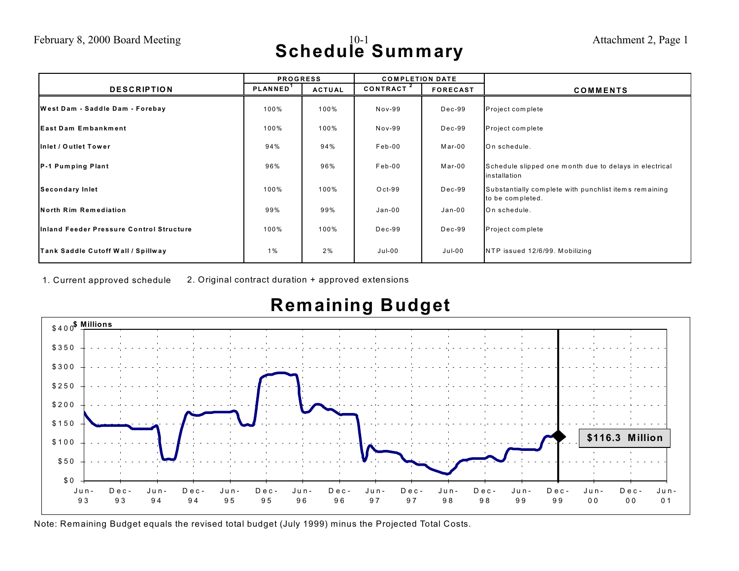# Schedule Summary

| DESCRIPTION | PROGRESS | | COMPLETION DATE | | COMMENTS |
|---|---|---|---|---|---|
| | PLANNED[1] | ACTUAL | CONTRACT[2] | FORECAST | |
| **West Dam - Saddle Dam - Forebay** | 100% | 100% | Nov-99 | Dec-99 | Project complete |
| **East Dam Embankment** | 100% | 100% | Nov-99 | Dec-99 | Project complete |
| **Inlet / Outlet Tower** | 94% | 94% | Feb-00 | Mar-00 | On schedule. |
| **P-1 Pumping Plant** | 96% | 96% | Feb-00 | Mar-00 | Schedule slipped one month due to delays in electrical installation |
| **Secondary Inlet** | 100% | 100% | Oct-99 | Dec-99 | Substantially complete with punchlist items remaining to be completed. |
| **North Rim Remediation** | 99% | 99% | Jan-00 | Jan-00 | On schedule. |
| **Inland Feeder Pressure Control Structure** | 100% | 100% | Dec-99 | Dec-99 | Project complete |
| **Tank Saddle Cutoff Wall / Spillway** | 1% | 2% | Jul-00 | Jul-00 | NTP issued 12/6/99. Mobilizing |

1. Current approved schedule 2. Original contract duration + approved extensions

# Remaining Budget

$ Millions

$400
$350
$300
$250
$200
$150
$100
$50
$0

Jun-93 Dec-93 Jun-94 Dec-94 Jun-95 Dec-95 Jun-96 Dec-96 Jun-97 Dec-97 Jun-98 Dec-98 Jun-99 Dec-99 Jun-00 Dec-00 Jun-01

$116.3 Million

Note: Remaining Budget equals the revised total budget (July 1999) minus the Projected Total Costs.